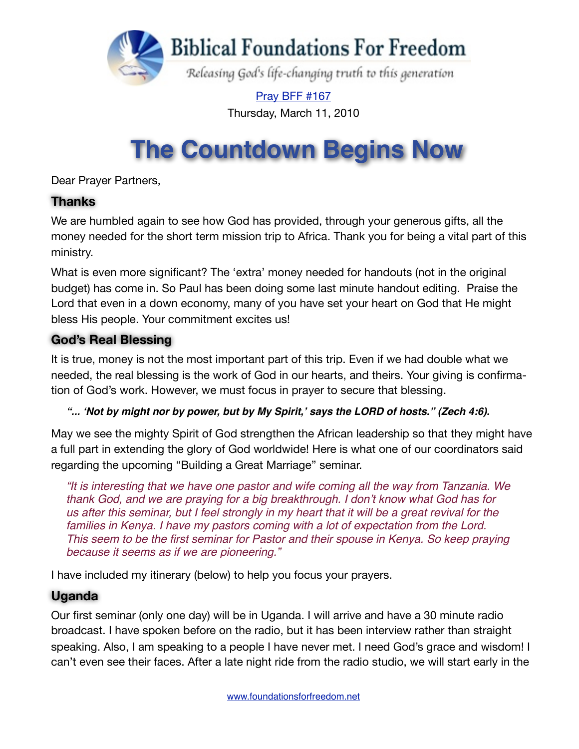# Biblical Foundations For Freedom

*Releasing God's life-changing truth to this generation*

Pray BFF #167

Thursday, March 11, 2010

# The Countdown Begins Now

Dear Prayer Partners,

## Thanks

We are humbled again to see how God has provided, through your generous gifts, all the money needed for the short term mission trip to Africa. Thank you for being a vital part of this ministry.

What is even more significant? The 'extra' money needed for handouts (not in the original budget) has come in. So Paul has been doing some last minute handout editing. Praise the Lord that even in a down economy, many of you have set your heart on God that He might bless His people. Your commitment excites us!

## God's Real Blessing

It is true, money is not the most important part of this trip. Even if we had double what we needed, the real blessing is the work of God in our hearts, and theirs. Your giving is confirmation of God's work. However, we must focus in prayer to secure that blessing.

> ***"... 'Not by might nor by power, but by My Spirit,' says the LORD of hosts." (Zech 4:6).***

May we see the mighty Spirit of God strengthen the African leadership so that they might have a full part in extending the glory of God worldwide! Here is what one of our coordinators said regarding the upcoming "Building a Great Marriage" seminar.

> *"It is interesting that we have one pastor and wife coming all the way from Tanzania. We thank God, and we are praying for a big breakthrough. I don't know what God has for us after this seminar, but I feel strongly in my heart that it will be a great revival for the families in Kenya. I have my pastors coming with a lot of expectation from the Lord. This seem to be the first seminar for Pastor and their spouse in Kenya. So keep praying because it seems as if we are pioneering."*

I have included my itinerary (below) to help you focus your prayers.

## Uganda

Our first seminar (only one day) will be in Uganda. I will arrive and have a 30 minute radio broadcast. I have spoken before on the radio, but it has been interview rather than straight speaking. Also, I am speaking to a people I have never met. I need God's grace and wisdom! I can't even see their faces. After a late night ride from the radio studio, we will start early in the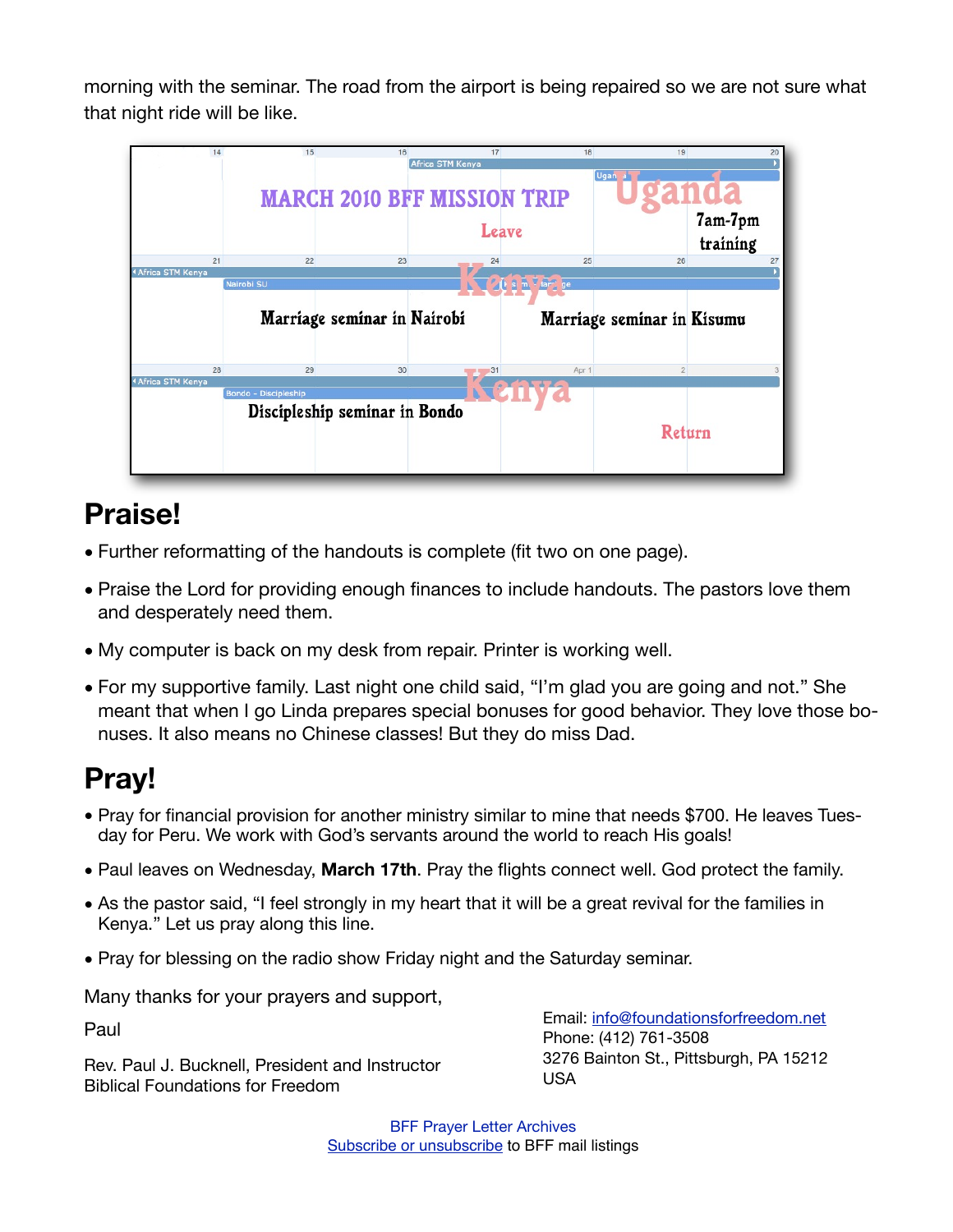morning with the seminar. The road from the airport is being repaired so we are not sure what that night ride will be like.

MARCH 2010 BFF MISSION TRIP

Leave

Uganda

7am-7pm training

Kenya

Marriage seminar in Nairobi

Marriage seminar in Kisumu

Kenya

Discipleship seminar in Bondo

Return

## Praise!

- Further reformatting of the handouts is complete (fit two on one page).
- Praise the Lord for providing enough finances to include handouts. The pastors love them and desperately need them.
- My computer is back on my desk from repair. Printer is working well.
- For my supportive family. Last night one child said, "I'm glad you are going and not." She meant that when I go Linda prepares special bonuses for good behavior. They love those bonuses. It also means no Chinese classes! But they do miss Dad.

## Pray!

- Pray for financial provision for another ministry similar to mine that needs $700. He leaves Tuesday for Peru. We work with God's servants around the world to reach His goals!
- Paul leaves on Wednesday, **March 17th**. Pray the flights connect well. God protect the family.
- As the pastor said, "I feel strongly in my heart that it will be a great revival for the families in Kenya." Let us pray along this line.
- Pray for blessing on the radio show Friday night and the Saturday seminar.

Many thanks for your prayers and support,

Paul

Rev. Paul J. Bucknell, President and Instructor
Biblical Foundations for Freedom

Email: info@foundationsforfreedom.net
Phone: (412) 761-3508
3276 Bainton St., Pittsburgh, PA 15212
USA

BFF Prayer Letter Archives
Subscribe or unsubscribe to BFF mail listings